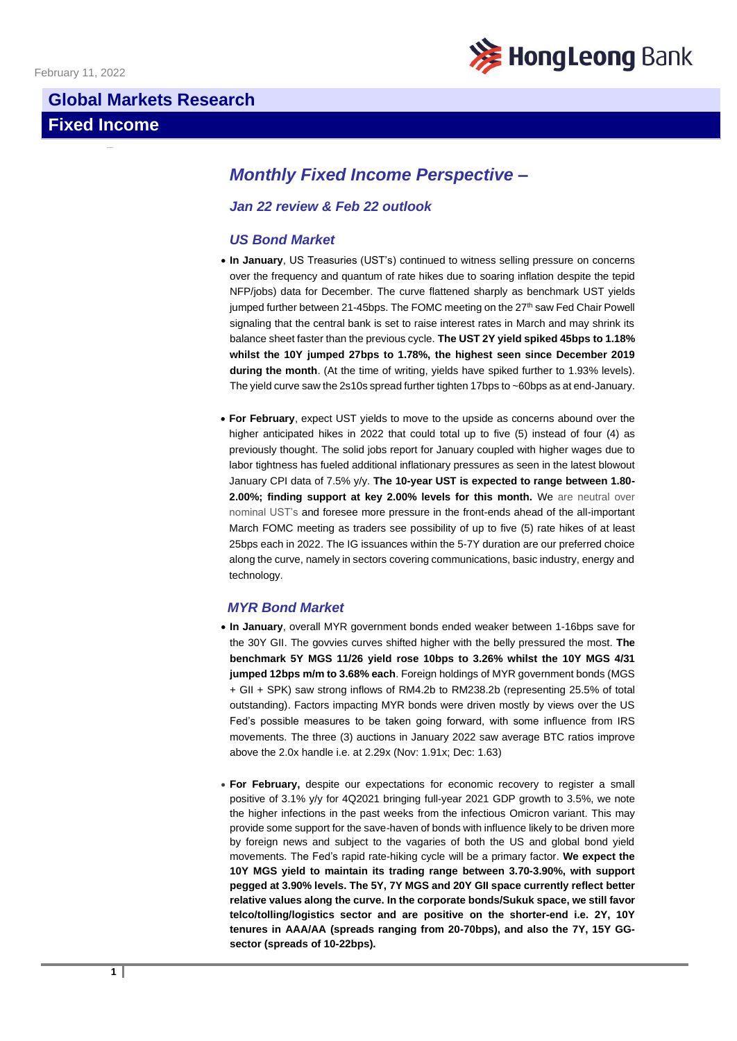February 11, 2022

# Global Markets Research

# Fixed Income

## *Monthly Fixed Income Perspective –*

### *Jan 22 review & Feb 22 outlook*

### *US Bond Market*

- **In January**, US Treasuries (UST's) continued to witness selling pressure on concerns over the frequency and quantum of rate hikes due to soaring inflation despite the tepid NFP/jobs) data for December. The curve flattened sharply as benchmark UST yields jumped further between 21-45bps. The FOMC meeting on the 27th saw Fed Chair Powell signaling that the central bank is set to raise interest rates in March and may shrink its balance sheet faster than the previous cycle. **The UST 2Y yield spiked 45bps to 1.18% whilst the 10Y jumped 27bps to 1.78%, the highest seen since December 2019 during the month**. (At the time of writing, yields have spiked further to 1.93% levels). The yield curve saw the 2s10s spread further tighten 17bps to ~60bps as at end-January.

- **For February**, expect UST yields to move to the upside as concerns abound over the higher anticipated hikes in 2022 that could total up to five (5) instead of four (4) as previously thought. The solid jobs report for January coupled with higher wages due to labor tightness has fueled additional inflationary pressures as seen in the latest blowout January CPI data of 7.5% y/y. **The 10-year UST is expected to range between 1.80-2.00%; finding support at key 2.00% levels for this month.** We are neutral over nominal UST's and foresee more pressure in the front-ends ahead of the all-important March FOMC meeting as traders see possibility of up to five (5) rate hikes of at least 25bps each in 2022. The IG issuances within the 5-7Y duration are our preferred choice along the curve, namely in sectors covering communications, basic industry, energy and technology.

### *MYR Bond Market*

- **In January**, overall MYR government bonds ended weaker between 1-16bps save for the 30Y GII. The govvies curves shifted higher with the belly pressured the most. **The benchmark 5Y MGS 11/26 yield rose 10bps to 3.26% whilst the 10Y MGS 4/31 jumped 12bps m/m to 3.68% each**. Foreign holdings of MYR government bonds (MGS + GII + SPK) saw strong inflows of RM4.2b to RM238.2b (representing 25.5% of total outstanding). Factors impacting MYR bonds were driven mostly by views over the US Fed's possible measures to be taken going forward, with some influence from IRS movements. The three (3) auctions in January 2022 saw average BTC ratios improve above the 2.0x handle i.e. at 2.29x (Nov: 1.91x; Dec: 1.63)

- **For February,** despite our expectations for economic recovery to register a small positive of 3.1% y/y for 4Q2021 bringing full-year 2021 GDP growth to 3.5%, we note the higher infections in the past weeks from the infectious Omicron variant. This may provide some support for the save-haven of bonds with influence likely to be driven more by foreign news and subject to the vagaries of both the US and global bond yield movements. The Fed's rapid rate-hiking cycle will be a primary factor. **We expect the 10Y MGS yield to maintain its trading range between 3.70-3.90%, with support pegged at 3.90% levels. The 5Y, 7Y MGS and 20Y GII space currently reflect better relative values along the curve. In the corporate bonds/Sukuk space, we still favor telco/tolling/logistics sector and are positive on the shorter-end i.e. 2Y, 10Y tenures in AAA/AA (spreads ranging from 20-70bps), and also the 7Y, 15Y GG-sector (spreads of 10-22bps).**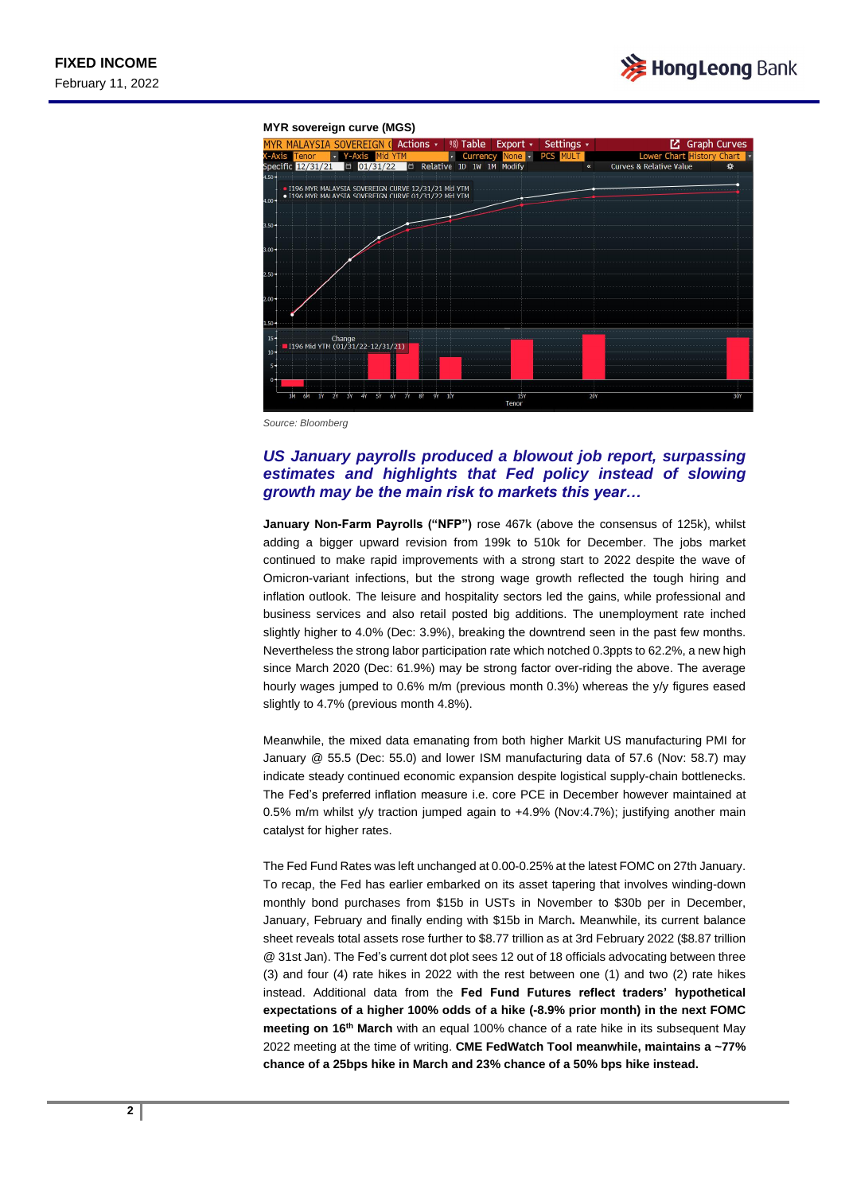**MYR sovereign curve (MGS)**

Source: Bloomberg

## *US January payrolls produced a blowout job report, surpassing estimates and highlights that Fed policy instead of slowing growth may be the main risk to markets this year…*

**January Non-Farm Payrolls ("NFP")** rose 467k (above the consensus of 125k), whilst adding a bigger upward revision from 199k to 510k for December. The jobs market continued to make rapid improvements with a strong start to 2022 despite the wave of Omicron-variant infections, but the strong wage growth reflected the tough hiring and inflation outlook. The leisure and hospitality sectors led the gains, while professional and business services and also retail posted big additions. The unemployment rate inched slightly higher to 4.0% (Dec: 3.9%), breaking the downtrend seen in the past few months. Nevertheless the strong labor participation rate which notched 0.3ppts to 62.2%, a new high since March 2020 (Dec: 61.9%) may be strong factor over-riding the above. The average hourly wages jumped to 0.6% m/m (previous month 0.3%) whereas the y/y figures eased slightly to 4.7% (previous month 4.8%).

Meanwhile, the mixed data emanating from both higher Markit US manufacturing PMI for January @ 55.5 (Dec: 55.0) and lower ISM manufacturing data of 57.6 (Nov: 58.7) may indicate steady continued economic expansion despite logistical supply-chain bottlenecks. The Fed's preferred inflation measure i.e. core PCE in December however maintained at 0.5% m/m whilst y/y traction jumped again to +4.9% (Nov:4.7%); justifying another main catalyst for higher rates.

The Fed Fund Rates was left unchanged at 0.00-0.25% at the latest FOMC on 27th January. To recap, the Fed has earlier embarked on its asset tapering that involves winding-down monthly bond purchases from $15b in USTs in November to $30b per in December, January, February and finally ending with $15b in March**.** Meanwhile, its current balance sheet reveals total assets rose further to $8.77 trillion as at 3rd February 2022 ($8.87 trillion @ 31st Jan). The Fed's current dot plot sees 12 out of 18 officials advocating between three (3) and four (4) rate hikes in 2022 with the rest between one (1) and two (2) rate hikes instead. Additional data from the **Fed Fund Futures reflect traders' hypothetical expectations of a higher 100% odds of a hike (-8.9% prior month) in the next FOMC meeting on 16th March** with an equal 100% chance of a rate hike in its subsequent May 2022 meeting at the time of writing. **CME FedWatch Tool meanwhile, maintains a ~77% chance of a 25bps hike in March and 23% chance of a 50% bps hike instead.**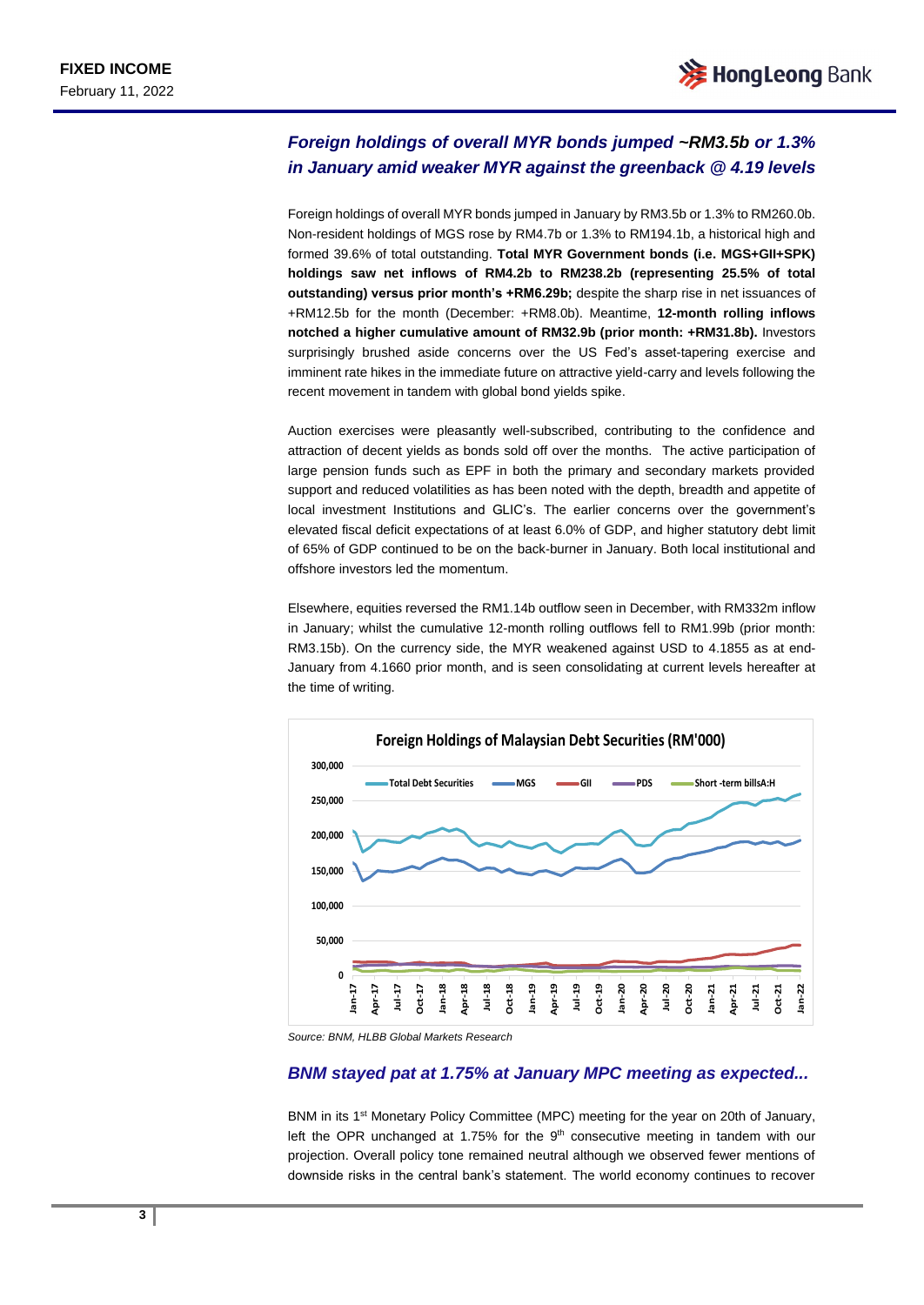## *Foreign holdings of overall MYR bonds jumped ~RM3.5b or 1.3% in January amid weaker MYR against the greenback @ 4.19 levels*

Foreign holdings of overall MYR bonds jumped in January by RM3.5b or 1.3% to RM260.0b. Non-resident holdings of MGS rose by RM4.7b or 1.3% to RM194.1b, a historical high and formed 39.6% of total outstanding. **Total MYR Government bonds (i.e. MGS+GII+SPK) holdings saw net inflows of RM4.2b to RM238.2b (representing 25.5% of total outstanding) versus prior month's +RM6.29b;** despite the sharp rise in net issuances of +RM12.5b for the month (December: +RM8.0b). Meantime, **12-month rolling inflows notched a higher cumulative amount of RM32.9b (prior month: +RM31.8b).** Investors surprisingly brushed aside concerns over the US Fed's asset-tapering exercise and imminent rate hikes in the immediate future on attractive yield-carry and levels following the recent movement in tandem with global bond yields spike.

Auction exercises were pleasantly well-subscribed, contributing to the confidence and attraction of decent yields as bonds sold off over the months. The active participation of large pension funds such as EPF in both the primary and secondary markets provided support and reduced volatilities as has been noted with the depth, breadth and appetite of local investment Institutions and GLIC's. The earlier concerns over the government's elevated fiscal deficit expectations of at least 6.0% of GDP, and higher statutory debt limit of 65% of GDP continued to be on the back-burner in January. Both local institutional and offshore investors led the momentum.

Elsewhere, equities reversed the RM1.14b outflow seen in December, with RM332m inflow in January; whilst the cumulative 12-month rolling outflows fell to RM1.99b (prior month: RM3.15b). On the currency side, the MYR weakened against USD to 4.1855 as at end-January from 4.1660 prior month, and is seen consolidating at current levels hereafter at the time of writing.

**Foreign Holdings of Malaysian Debt Securities (RM'000)**

Source: BNM, HLBB Global Markets Research

## *BNM stayed pat at 1.75% at January MPC meeting as expected...*

BNM in its 1st Monetary Policy Committee (MPC) meeting for the year on 20th of January, left the OPR unchanged at 1.75% for the 9th consecutive meeting in tandem with our projection. Overall policy tone remained neutral although we observed fewer mentions of downside risks in the central bank's statement. The world economy continues to recover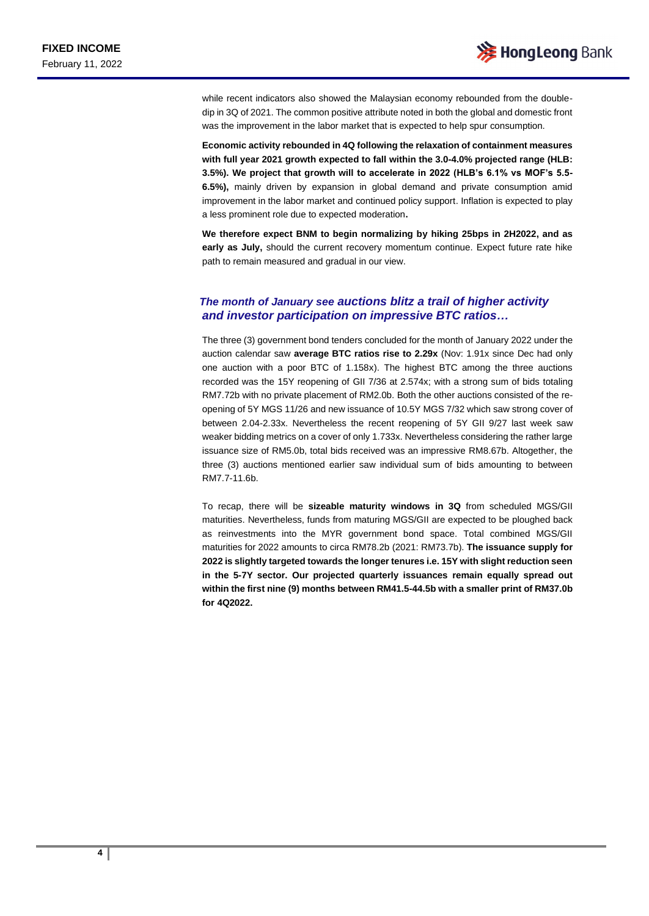while recent indicators also showed the Malaysian economy rebounded from the double-dip in 3Q of 2021. The common positive attribute noted in both the global and domestic front was the improvement in the labor market that is expected to help spur consumption.

**Economic activity rebounded in 4Q following the relaxation of containment measures with full year 2021 growth expected to fall within the 3.0-4.0% projected range (HLB: 3.5%). We project that growth will to accelerate in 2022 (HLB's 6.1% vs MOF's 5.5-6.5%),** mainly driven by expansion in global demand and private consumption amid improvement in the labor market and continued policy support. Inflation is expected to play a less prominent role due to expected moderation**.**

**We therefore expect BNM to begin normalizing by hiking 25bps in 2H2022, and as early as July,** should the current recovery momentum continue. Expect future rate hike path to remain measured and gradual in our view.

### *The month of January see auctions blitz a trail of higher activity and investor participation on impressive BTC ratios…*

The three (3) government bond tenders concluded for the month of January 2022 under the auction calendar saw **average BTC ratios rise to 2.29x** (Nov: 1.91x since Dec had only one auction with a poor BTC of 1.158x). The highest BTC among the three auctions recorded was the 15Y reopening of GII 7/36 at 2.574x; with a strong sum of bids totaling RM7.72b with no private placement of RM2.0b. Both the other auctions consisted of the re-opening of 5Y MGS 11/26 and new issuance of 10.5Y MGS 7/32 which saw strong cover of between 2.04-2.33x. Nevertheless the recent reopening of 5Y GII 9/27 last week saw weaker bidding metrics on a cover of only 1.733x. Nevertheless considering the rather large issuance size of RM5.0b, total bids received was an impressive RM8.67b. Altogether, the three (3) auctions mentioned earlier saw individual sum of bids amounting to between RM7.7-11.6b.

To recap, there will be **sizeable maturity windows in 3Q** from scheduled MGS/GII maturities. Nevertheless, funds from maturing MGS/GII are expected to be ploughed back as reinvestments into the MYR government bond space. Total combined MGS/GII maturities for 2022 amounts to circa RM78.2b (2021: RM73.7b). **The issuance supply for 2022 is slightly targeted towards the longer tenures i.e. 15Y with slight reduction seen in the 5-7Y sector. Our projected quarterly issuances remain equally spread out within the first nine (9) months between RM41.5-44.5b with a smaller print of RM37.0b for 4Q2022.**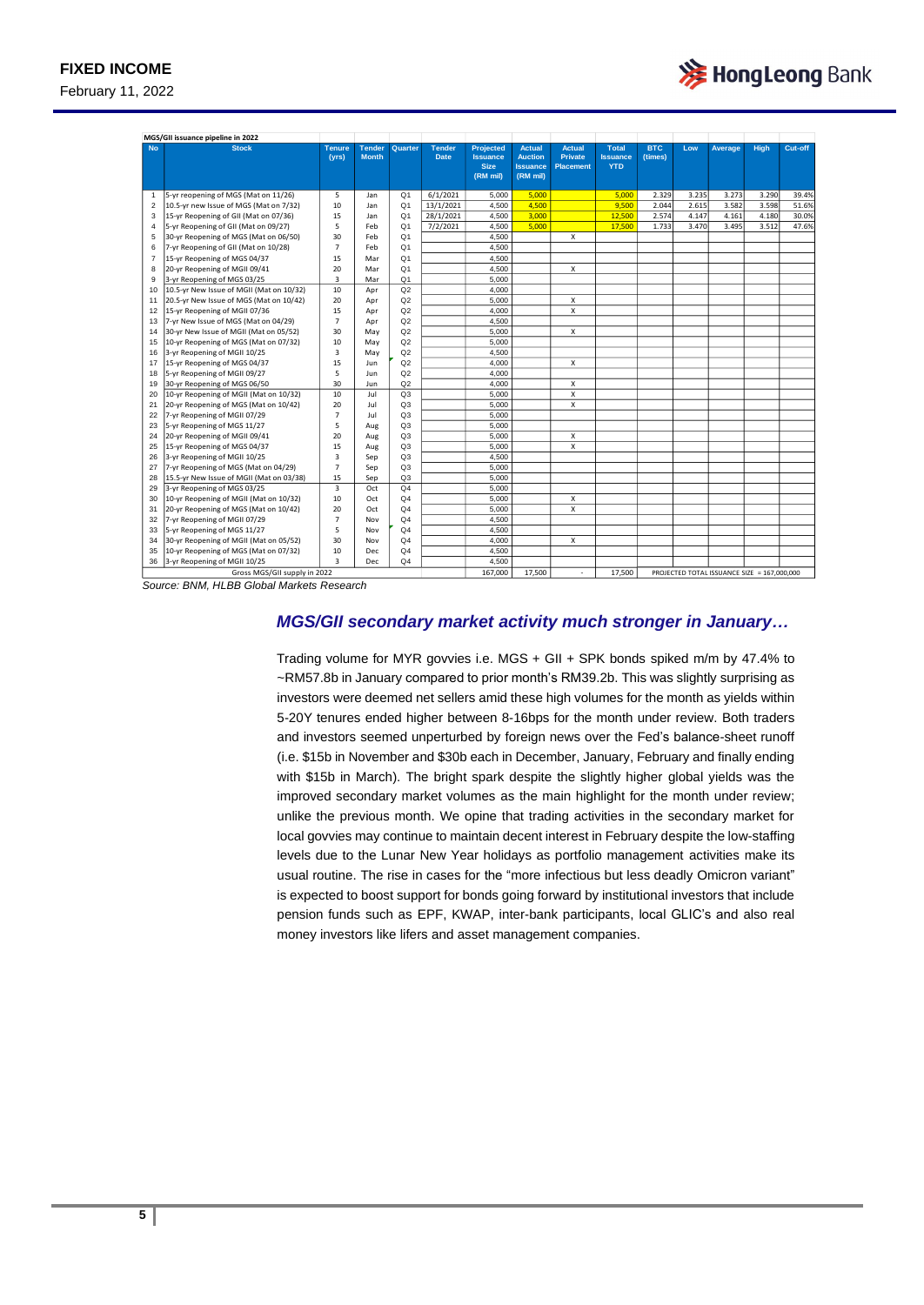**MGS/GII issuance pipeline in 2022**

| No | Stock | Tenure (yrs) | Tender Month | Quarter | Tender Date | Projected Issuance Size (RM mil) | Actual Auction Issuance (RM mil) | Actual Private Placement | Total Issuance YTD | BTC (times) | Low | Average | High | Cut-off |
|---|---|---|---|---|---|---|---|---|---|---|---|---|---|---|
| 1 | 5-yr reopening of MGS (Mat on 11/26) | 5 | Jan | Q1 | 6/1/2021 | 5,000 | 5,000 | | 5,000 | 2.329 | 3.235 | 3.273 | 3.290 | 39.4% |
| 2 | 10.5-yr new Issue of MGS (Mat on 7/32) | 10 | Jan | Q1 | 13/1/2021 | 4,500 | 4,500 | | 9,500 | 2.044 | 2.615 | 3.582 | 3.598 | 51.6% |
| 3 | 15-yr Reopening of GII (Mat on 07/36) | 15 | Jan | Q1 | 28/1/2021 | 4,500 | 3,000 | | 12,500 | 2.574 | 4.147 | 4.161 | 4.180 | 30.0% |
| 4 | 5-yr Reopening of GII (Mat on 09/27) | 5 | Feb | Q1 | 7/2/2021 | 4,500 | 5,000 | | 17,500 | 1.733 | 3.470 | 3.495 | 3.512 | 47.6% |
| 5 | 30-yr Reopening of MGS (Mat on 06/50) | 30 | Feb | Q1 | | 4,500 | | X | | | | | | |
| 6 | 7-yr Reopening of GII (Mat on 10/28) | 7 | Feb | Q1 | | 4,500 | | | | | | | | |
| 7 | 15-yr Reopening of MGS 04/37 | 15 | Mar | Q1 | | 4,500 | | | | | | | | |
| 8 | 20-yr Reopening of MGII 09/41 | 20 | Mar | Q1 | | 4,500 | | X | | | | | | |
| 9 | 3-yr Reopening of MGS 03/25 | 3 | Mar | Q1 | | 5,000 | | | | | | | | |
| 10 | 10.5-yr New Issue of MGII (Mat on 10/32) | 10 | Apr | Q2 | | 4,000 | | | | | | | | |
| 11 | 20.5-yr New Issue of MGS (Mat on 10/42) | 20 | Apr | Q2 | | 5,000 | | X | | | | | | |
| 12 | 15-yr Reopening of MGII 07/36 | 15 | Apr | Q2 | | 4,000 | | X | | | | | | |
| 13 | 7-yr New Issue of MGS (Mat on 04/29) | 7 | Apr | Q2 | | 4,500 | | | | | | | | |
| 14 | 30-yr New Issue of MGII (Mat on 05/52) | 30 | May | Q2 | | 5,000 | | X | | | | | | |
| 15 | 10-yr Reopening of MGS (Mat on 07/32) | 10 | May | Q2 | | 5,000 | | | | | | | | |
| 16 | 3-yr Reopening of MGII 10/25 | 3 | May | Q2 | | 4,500 | | | | | | | | |
| 17 | 15-yr Reopening of MGS 04/37 | 15 | Jun | Q2 | | 4,000 | | X | | | | | | |
| 18 | 5-yr Reopening of MGII 09/27 | 5 | Jun | Q2 | | 4,000 | | | | | | | | |
| 19 | 30-yr Reopening of MGS 06/50 | 30 | Jun | Q2 | | 4,000 | | X | | | | | | |
| 20 | 10-yr Reopening of MGII (Mat on 10/32) | 10 | Jul | Q3 | | 5,000 | | X | | | | | | |
| 21 | 20-yr Reopening of MGS (Mat on 10/42) | 20 | Jul | Q3 | | 5,000 | | X | | | | | | |
| 22 | 7-yr Reopening of MGII 07/29 | 7 | Jul | Q3 | | 5,000 | | | | | | | | |
| 23 | 5-yr Reopening of MGS 11/27 | 5 | Aug | Q3 | | 5,000 | | | | | | | | |
| 24 | 20-yr Reopening of MGII 09/41 | 20 | Aug | Q3 | | 5,000 | | X | | | | | | |
| 25 | 15-yr Reopening of MGS 04/37 | 15 | Aug | Q3 | | 5,000 | | X | | | | | | |
| 26 | 3-yr Reopening of MGII 10/25 | 3 | Sep | Q3 | | 4,500 | | | | | | | | |
| 27 | 7-yr Reopening of MGS (Mat on 04/29) | 7 | Sep | Q3 | | 5,000 | | | | | | | | |
| 28 | 15.5-yr New Issue of MGII (Mat on 03/38) | 15 | Sep | Q3 | | 5,000 | | | | | | | | |
| 29 | 3-yr Reopening of MGS 03/25 | 3 | Oct | Q4 | | 5,000 | | | | | | | | |
| 30 | 10-yr Reopening of MGII (Mat on 10/32) | 10 | Oct | Q4 | | 5,000 | | X | | | | | | |
| 31 | 20-yr Reopening of MGS (Mat on 10/42) | 20 | Oct | Q4 | | 5,000 | | X | | | | | | |
| 32 | 7-yr Reopening of MGII 07/29 | 7 | Nov | Q4 | | 4,500 | | | | | | | | |
| 33 | 5-yr Reopening of MGS 11/27 | 5 | Nov | Q4 | | 4,500 | | | | | | | | |
| 34 | 30-yr Reopening of MGII (Mat on 05/52) | 30 | Nov | Q4 | | 4,000 | | X | | | | | | |
| 35 | 10-yr Reopening of MGS (Mat on 07/32) | 10 | Dec | Q4 | | 4,500 | | | | | | | | |
| 36 | 3-yr Reopening of MGII 10/25 | 3 | Dec | Q4 | | 4,500 | | | | | | | | |
| | Gross MGS/GII supply in 2022 | | | | | 167,000 | 17,500 | - | 17,500 | PROJECTED TOTAL ISSUANCE SIZE = 167,000,000 | | | | |

Source: BNM, HLBB Global Markets Research

### *MGS/GII secondary market activity much stronger in January…*

Trading volume for MYR govvies i.e. MGS + GII + SPK bonds spiked m/m by 47.4% to ~RM57.8b in January compared to prior month's RM39.2b. This was slightly surprising as investors were deemed net sellers amid these high volumes for the month as yields within 5-20Y tenures ended higher between 8-16bps for the month under review. Both traders and investors seemed unperturbed by foreign news over the Fed's balance-sheet runoff (i.e. $15b in November and $30b each in December, January, February and finally ending with $15b in March). The bright spark despite the slightly higher global yields was the improved secondary market volumes as the main highlight for the month under review; unlike the previous month. We opine that trading activities in the secondary market for local govvies may continue to maintain decent interest in February despite the low-staffing levels due to the Lunar New Year holidays as portfolio management activities make its usual routine. The rise in cases for the "more infectious but less deadly Omicron variant" is expected to boost support for bonds going forward by institutional investors that include pension funds such as EPF, KWAP, inter-bank participants, local GLIC's and also real money investors like lifers and asset management companies.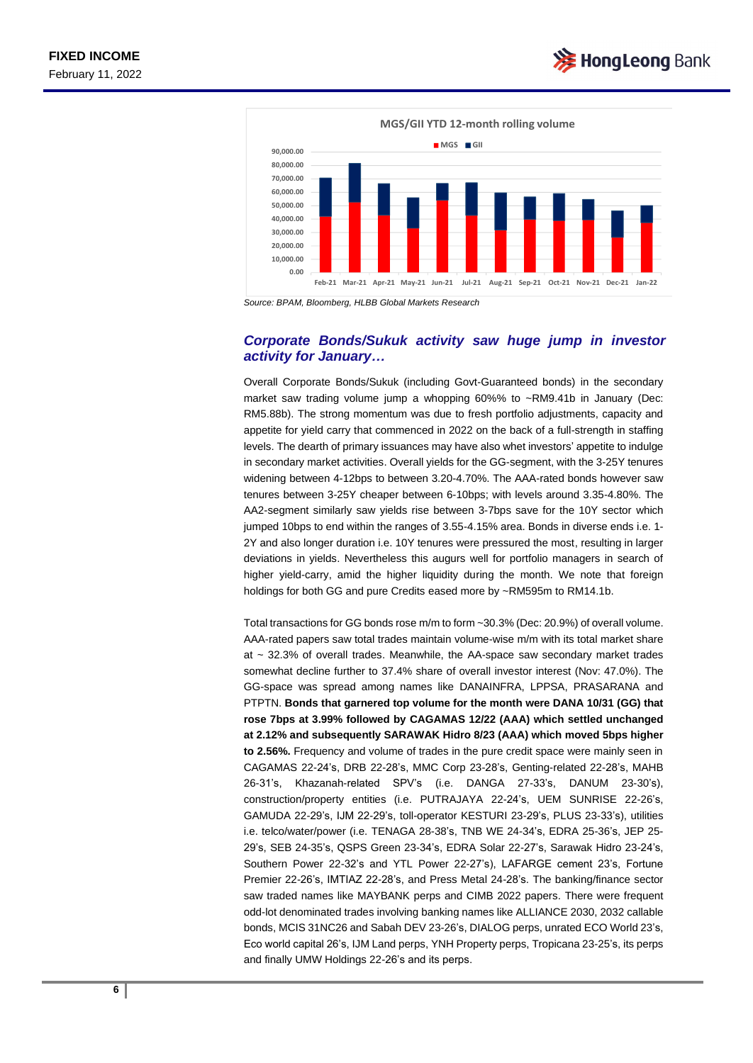MGS/GII YTD 12-month rolling volume

Source: BPAM, Bloomberg, HLBB Global Markets Research

## *Corporate Bonds/Sukuk activity saw huge jump in investor activity for January…*

Overall Corporate Bonds/Sukuk (including Govt-Guaranteed bonds) in the secondary market saw trading volume jump a whopping 60%% to ~RM9.41b in January (Dec: RM5.88b). The strong momentum was due to fresh portfolio adjustments, capacity and appetite for yield carry that commenced in 2022 on the back of a full-strength in staffing levels. The dearth of primary issuances may have also whet investors' appetite to indulge in secondary market activities. Overall yields for the GG-segment, with the 3-25Y tenures widening between 4-12bps to between 3.20-4.70%. The AAA-rated bonds however saw tenures between 3-25Y cheaper between 6-10bps; with levels around 3.35-4.80%. The AA2-segment similarly saw yields rise between 3-7bps save for the 10Y sector which jumped 10bps to end within the ranges of 3.55-4.15% area. Bonds in diverse ends i.e. 1-2Y and also longer duration i.e. 10Y tenures were pressured the most, resulting in larger deviations in yields. Nevertheless this augurs well for portfolio managers in search of higher yield-carry, amid the higher liquidity during the month. We note that foreign holdings for both GG and pure Credits eased more by ~RM595m to RM14.1b.

Total transactions for GG bonds rose m/m to form ~30.3% (Dec: 20.9%) of overall volume. AAA-rated papers saw total trades maintain volume-wise m/m with its total market share at ~ 32.3% of overall trades. Meanwhile, the AA-space saw secondary market trades somewhat decline further to 37.4% share of overall investor interest (Nov: 47.0%). The GG-space was spread among names like DANAINFRA, LPPSA, PRASARANA and PTPTN. **Bonds that garnered top volume for the month were DANA 10/31 (GG) that rose 7bps at 3.99% followed by CAGAMAS 12/22 (AAA) which settled unchanged at 2.12% and subsequently SARAWAK Hidro 8/23 (AAA) which moved 5bps higher to 2.56%.** Frequency and volume of trades in the pure credit space were mainly seen in CAGAMAS 22-24's, DRB 22-28's, MMC Corp 23-28's, Genting-related 22-28's, MAHB 26-31's, Khazanah-related SPV's (i.e. DANGA 27-33's, DANUM 23-30's), construction/property entities (i.e. PUTRAJAYA 22-24's, UEM SUNRISE 22-26's, GAMUDA 22-29's, IJM 22-29's, toll-operator KESTURI 23-29's, PLUS 23-33's), utilities i.e. telco/water/power (i.e. TENAGA 28-38's, TNB WE 24-34's, EDRA 25-36's, JEP 25-29's, SEB 24-35's, QSPS Green 23-34's, EDRA Solar 22-27's, Sarawak Hidro 23-24's, Southern Power 22-32's and YTL Power 22-27's), LAFARGE cement 23's, Fortune Premier 22-26's, IMTIAZ 22-28's, and Press Metal 24-28's. The banking/finance sector saw traded names like MAYBANK perps and CIMB 2022 papers. There were frequent odd-lot denominated trades involving banking names like ALLIANCE 2030, 2032 callable bonds, MCIS 31NC26 and Sabah DEV 23-26's, DIALOG perps, unrated ECO World 23's, Eco world capital 26's, IJM Land perps, YNH Property perps, Tropicana 23-25's, its perps and finally UMW Holdings 22-26's and its perps.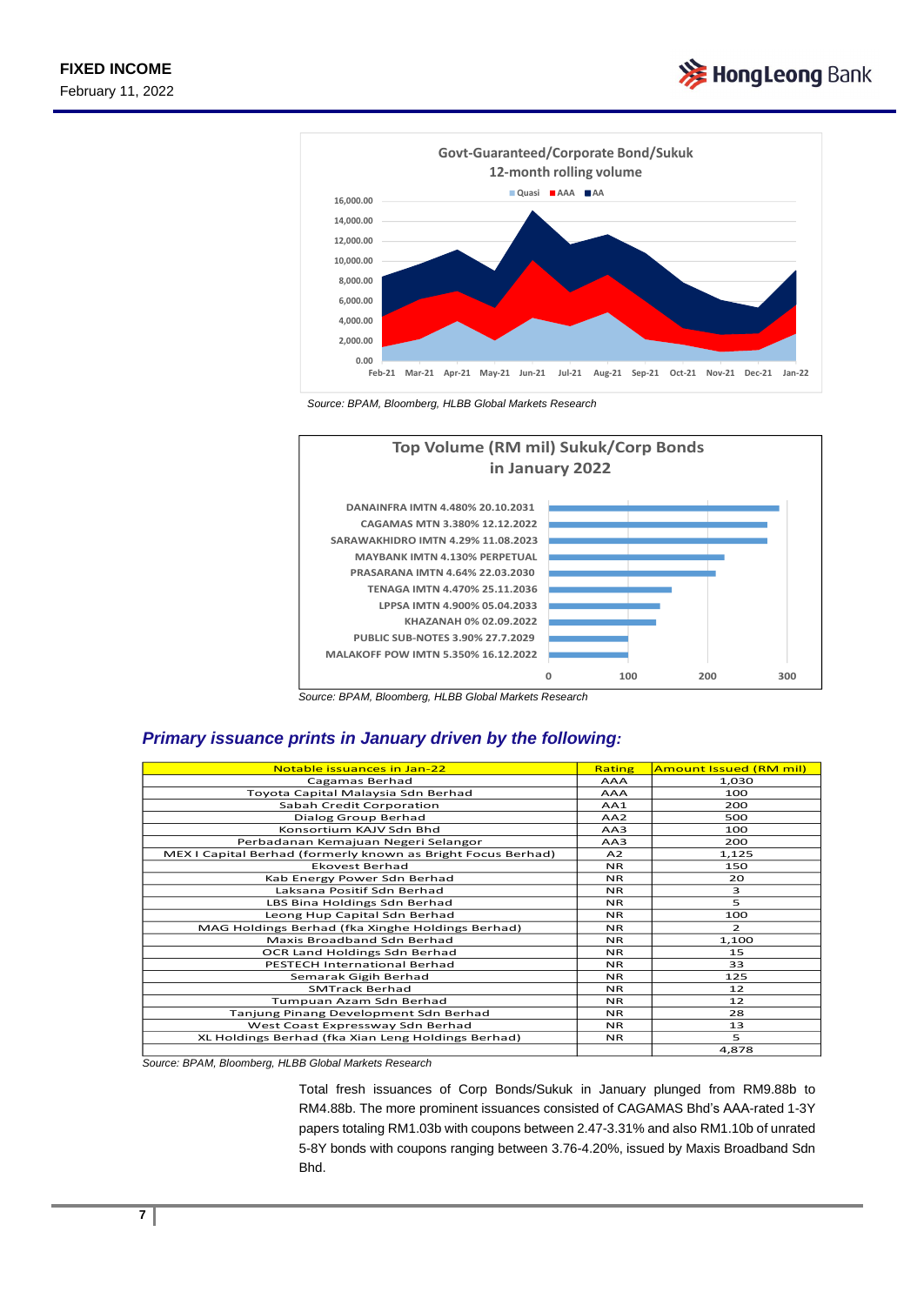Govt-Guaranteed/Corporate Bond/Sukuk
12-month rolling volume

Source: BPAM, Bloomberg, HLBB Global Markets Research

Top Volume (RM mil) Sukuk/Corp Bonds
in January 2022

Source: BPAM, Bloomberg, HLBB Global Markets Research

## *Primary issuance prints in January driven by the following:*

| Notable issuances in Jan-22 | Rating | Amount Issued (RM mil) |
|---|---|---|
| Cagamas Berhad | AAA | 1,030 |
| Toyota Capital Malaysia Sdn Berhad | AAA | 100 |
| Sabah Credit Corporation | AA1 | 200 |
| Dialog Group Berhad | AA2 | 500 |
| Konsortium KAJV Sdn Bhd | AA3 | 100 |
| Perbadanan Kemajuan Negeri Selangor | AA3 | 200 |
| MEX I Capital Berhad (formerly known as Bright Focus Berhad) | A2 | 1,125 |
| Ekovest Berhad | NR | 150 |
| Kab Energy Power Sdn Berhad | NR | 20 |
| Laksana Positif Sdn Berhad | NR | 3 |
| LBS Bina Holdings Sdn Berhad | NR | 5 |
| Leong Hup Capital Sdn Berhad | NR | 100 |
| MAG Holdings Berhad (fka Xinghe Holdings Berhad) | NR | 2 |
| Maxis Broadband Sdn Berhad | NR | 1,100 |
| OCR Land Holdings Sdn Berhad | NR | 15 |
| PESTECH International Berhad | NR | 33 |
| Semarak Gigih Berhad | NR | 125 |
| SMTrack Berhad | NR | 12 |
| Tumpuan Azam Sdn Berhad | NR | 12 |
| Tanjung Pinang Development Sdn Berhad | NR | 28 |
| West Coast Expressway Sdn Berhad | NR | 13 |
| XL Holdings Berhad (fka Xian Leng Holdings Berhad) | NR | 5 |
| | | 4,878 |

Source: BPAM, Bloomberg, HLBB Global Markets Research

Total fresh issuances of Corp Bonds/Sukuk in January plunged from RM9.88b to RM4.88b. The more prominent issuances consisted of CAGAMAS Bhd's AAA-rated 1-3Y papers totaling RM1.03b with coupons between 2.47-3.31% and also RM1.10b of unrated 5-8Y bonds with coupons ranging between 3.76-4.20%, issued by Maxis Broadband Sdn Bhd.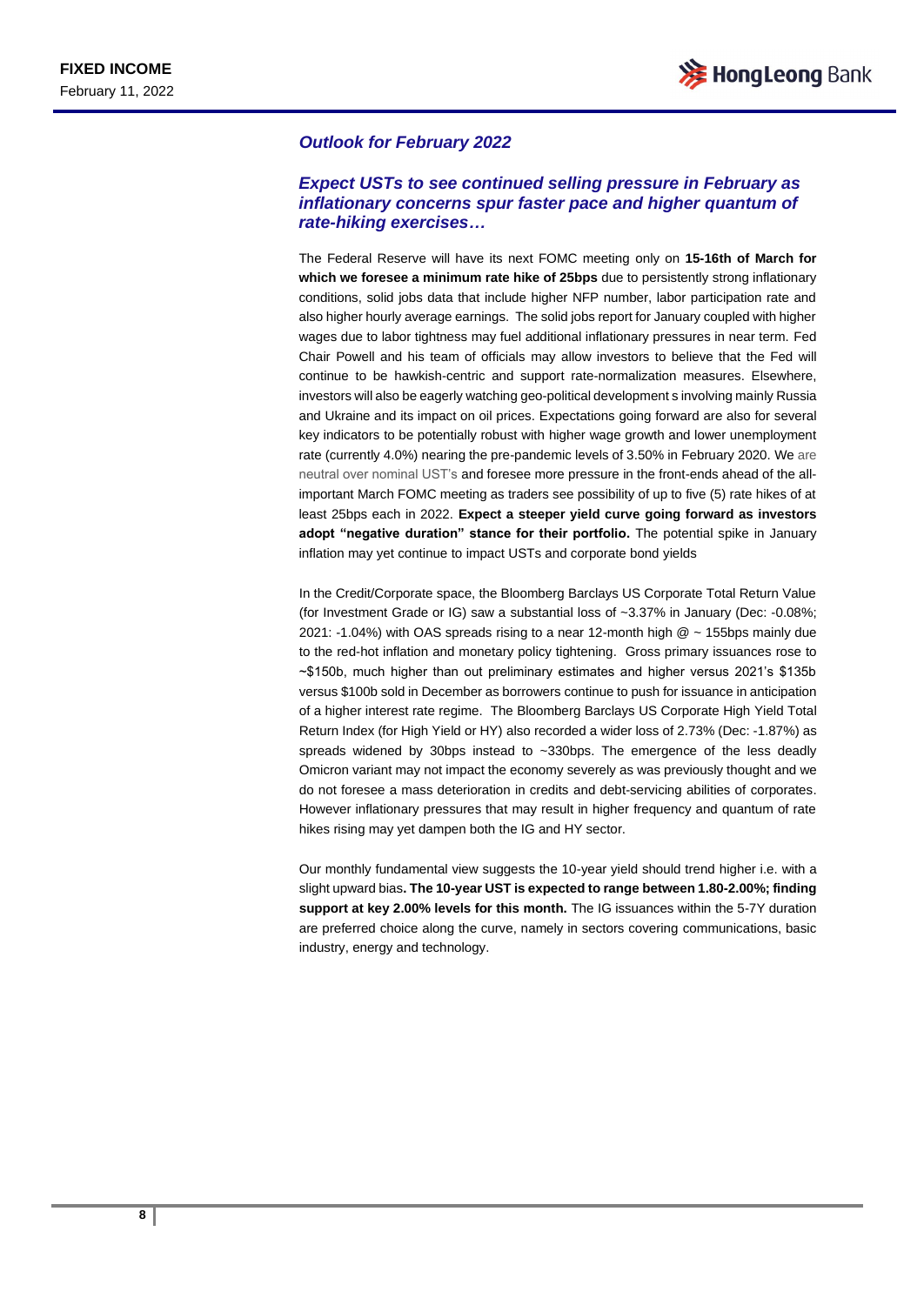## Outlook for February 2022

### *Expect USTs to see continued selling pressure in February as inflationary concerns spur faster pace and higher quantum of rate-hiking exercises…*

The Federal Reserve will have its next FOMC meeting only on **15-16th of March for which we foresee a minimum rate hike of 25bps** due to persistently strong inflationary conditions, solid jobs data that include higher NFP number, labor participation rate and also higher hourly average earnings. The solid jobs report for January coupled with higher wages due to labor tightness may fuel additional inflationary pressures in near term. Fed Chair Powell and his team of officials may allow investors to believe that the Fed will continue to be hawkish-centric and support rate-normalization measures. Elsewhere, investors will also be eagerly watching geo-political development s involving mainly Russia and Ukraine and its impact on oil prices. Expectations going forward are also for several key indicators to be potentially robust with higher wage growth and lower unemployment rate (currently 4.0%) nearing the pre-pandemic levels of 3.50% in February 2020. We are neutral over nominal UST's and foresee more pressure in the front-ends ahead of the all-important March FOMC meeting as traders see possibility of up to five (5) rate hikes of at least 25bps each in 2022. **Expect a steeper yield curve going forward as investors adopt "negative duration" stance for their portfolio.** The potential spike in January inflation may yet continue to impact USTs and corporate bond yields

In the Credit/Corporate space, the Bloomberg Barclays US Corporate Total Return Value (for Investment Grade or IG) saw a substantial loss of ~3.37% in January (Dec: -0.08%; 2021: -1.04%) with OAS spreads rising to a near 12-month high @ ~ 155bps mainly due to the red-hot inflation and monetary policy tightening. Gross primary issuances rose to ~$150b, much higher than out preliminary estimates and higher versus 2021's $135b versus $100b sold in December as borrowers continue to push for issuance in anticipation of a higher interest rate regime. The Bloomberg Barclays US Corporate High Yield Total Return Index (for High Yield or HY) also recorded a wider loss of 2.73% (Dec: -1.87%) as spreads widened by 30bps instead to ~330bps. The emergence of the less deadly Omicron variant may not impact the economy severely as was previously thought and we do not foresee a mass deterioration in credits and debt-servicing abilities of corporates. However inflationary pressures that may result in higher frequency and quantum of rate hikes rising may yet dampen both the IG and HY sector.

Our monthly fundamental view suggests the 10-year yield should trend higher i.e. with a slight upward bias**. The 10-year UST is expected to range between 1.80-2.00%; finding support at key 2.00% levels for this month.** The IG issuances within the 5-7Y duration are preferred choice along the curve, namely in sectors covering communications, basic industry, energy and technology.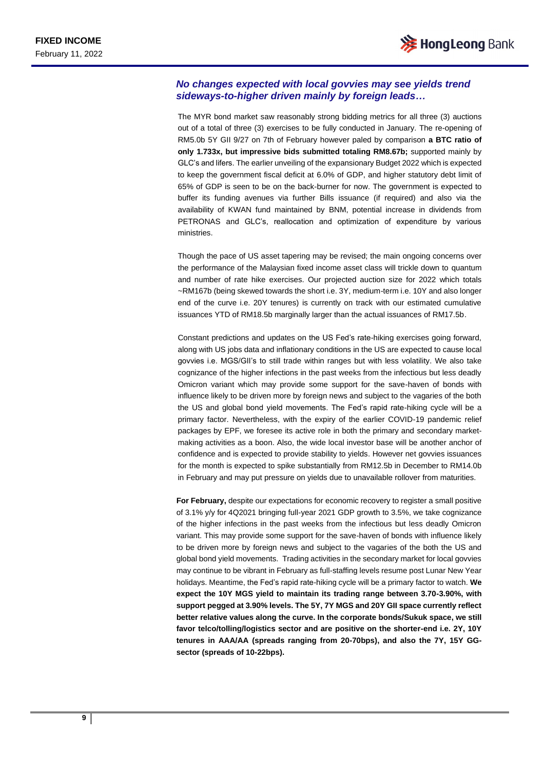### *No changes expected with local govvies may see yields trend sideways-to-higher driven mainly by foreign leads…*

The MYR bond market saw reasonably strong bidding metrics for all three (3) auctions out of a total of three (3) exercises to be fully conducted in January. The re-opening of RM5.0b 5Y GII 9/27 on 7th of February however paled by comparison **a BTC ratio of only 1.733x, but impressive bids submitted totaling RM8.67b;** supported mainly by GLC's and lifers. The earlier unveiling of the expansionary Budget 2022 which is expected to keep the government fiscal deficit at 6.0% of GDP, and higher statutory debt limit of 65% of GDP is seen to be on the back-burner for now. The government is expected to buffer its funding avenues via further Bills issuance (if required) and also via the availability of KWAN fund maintained by BNM, potential increase in dividends from PETRONAS and GLC's, reallocation and optimization of expenditure by various ministries.

Though the pace of US asset tapering may be revised; the main ongoing concerns over the performance of the Malaysian fixed income asset class will trickle down to quantum and number of rate hike exercises. Our projected auction size for 2022 which totals ~RM167b (being skewed towards the short i.e. 3Y, medium-term i.e. 10Y and also longer end of the curve i.e. 20Y tenures) is currently on track with our estimated cumulative issuances YTD of RM18.5b marginally larger than the actual issuances of RM17.5b.

Constant predictions and updates on the US Fed's rate-hiking exercises going forward, along with US jobs data and inflationary conditions in the US are expected to cause local govvies i.e. MGS/GII's to still trade within ranges but with less volatility. We also take cognizance of the higher infections in the past weeks from the infectious but less deadly Omicron variant which may provide some support for the save-haven of bonds with influence likely to be driven more by foreign news and subject to the vagaries of the both the US and global bond yield movements. The Fed's rapid rate-hiking cycle will be a primary factor. Nevertheless, with the expiry of the earlier COVID-19 pandemic relief packages by EPF, we foresee its active role in both the primary and secondary market-making activities as a boon. Also, the wide local investor base will be another anchor of confidence and is expected to provide stability to yields. However net govvies issuances for the month is expected to spike substantially from RM12.5b in December to RM14.0b in February and may put pressure on yields due to unavailable rollover from maturities.

**For February,** despite our expectations for economic recovery to register a small positive of 3.1% y/y for 4Q2021 bringing full-year 2021 GDP growth to 3.5%, we take cognizance of the higher infections in the past weeks from the infectious but less deadly Omicron variant. This may provide some support for the save-haven of bonds with influence likely to be driven more by foreign news and subject to the vagaries of the both the US and global bond yield movements. Trading activities in the secondary market for local govvies may continue to be vibrant in February as full-staffing levels resume post Lunar New Year holidays. Meantime, the Fed's rapid rate-hiking cycle will be a primary factor to watch. **We expect the 10Y MGS yield to maintain its trading range between 3.70-3.90%, with support pegged at 3.90% levels. The 5Y, 7Y MGS and 20Y GII space currently reflect better relative values along the curve. In the corporate bonds/Sukuk space, we still favor telco/tolling/logistics sector and are positive on the shorter-end i.e. 2Y, 10Y tenures in AAA/AA (spreads ranging from 20-70bps), and also the 7Y, 15Y GG-sector (spreads of 10-22bps).**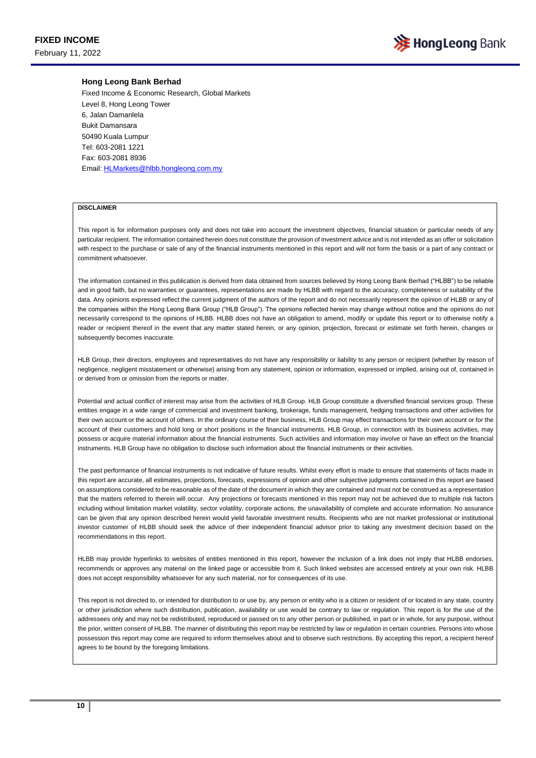### Hong Leong Bank Berhad

Fixed Income & Economic Research, Global Markets
Level 8, Hong Leong Tower
6, Jalan Damanlela
Bukit Damansara
50490 Kuala Lumpur
Tel: 603-2081 1221
Fax: 603-2081 8936
Email: [HLMarkets@hlbb.hongleong.com.my](mailto:HLMarkets@hlbb.hongleong.com.my)

**DISCLAIMER**

This report is for information purposes only and does not take into account the investment objectives, financial situation or particular needs of any particular recipient. The information contained herein does not constitute the provision of investment advice and is not intended as an offer or solicitation with respect to the purchase or sale of any of the financial instruments mentioned in this report and will not form the basis or a part of any contract or commitment whatsoever.

The information contained in this publication is derived from data obtained from sources believed by Hong Leong Bank Berhad ("HLBB") to be reliable and in good faith, but no warranties or guarantees, representations are made by HLBB with regard to the accuracy, completeness or suitability of the data. Any opinions expressed reflect the current judgment of the authors of the report and do not necessarily represent the opinion of HLBB or any of the companies within the Hong Leong Bank Group ("HLB Group"). The opinions reflected herein may change without notice and the opinions do not necessarily correspond to the opinions of HLBB. HLBB does not have an obligation to amend, modify or update this report or to otherwise notify a reader or recipient thereof in the event that any matter stated herein, or any opinion, projection, forecast or estimate set forth herein, changes or subsequently becomes inaccurate.

HLB Group, their directors, employees and representatives do not have any responsibility or liability to any person or recipient (whether by reason of negligence, negligent misstatement or otherwise) arising from any statement, opinion or information, expressed or implied, arising out of, contained in or derived from or omission from the reports or matter.

Potential and actual conflict of interest may arise from the activities of HLB Group. HLB Group constitute a diversified financial services group. These entities engage in a wide range of commercial and investment banking, brokerage, funds management, hedging transactions and other activities for their own account or the account of others. In the ordinary course of their business, HLB Group may effect transactions for their own account or for the account of their customers and hold long or short positions in the financial instruments. HLB Group, in connection with its business activities, may possess or acquire material information about the financial instruments. Such activities and information may involve or have an effect on the financial instruments. HLB Group have no obligation to disclose such information about the financial instruments or their activities.

The past performance of financial instruments is not indicative of future results. Whilst every effort is made to ensure that statements of facts made in this report are accurate, all estimates, projections, forecasts, expressions of opinion and other subjective judgments contained in this report are based on assumptions considered to be reasonable as of the date of the document in which they are contained and must not be construed as a representation that the matters referred to therein will occur. Any projections or forecasts mentioned in this report may not be achieved due to multiple risk factors including without limitation market volatility, sector volatility, corporate actions, the unavailability of complete and accurate information. No assurance can be given that any opinion described herein would yield favorable investment results. Recipients who are not market professional or institutional investor customer of HLBB should seek the advice of their independent financial advisor prior to taking any investment decision based on the recommendations in this report.

HLBB may provide hyperlinks to websites of entities mentioned in this report, however the inclusion of a link does not imply that HLBB endorses, recommends or approves any material on the linked page or accessible from it. Such linked websites are accessed entirely at your own risk. HLBB does not accept responsibility whatsoever for any such material, nor for consequences of its use.

This report is not directed to, or intended for distribution to or use by, any person or entity who is a citizen or resident of or located in any state, country or other jurisdiction where such distribution, publication, availability or use would be contrary to law or regulation. This report is for the use of the addressees only and may not be redistributed, reproduced or passed on to any other person or published, in part or in whole, for any purpose, without the prior, written consent of HLBB. The manner of distributing this report may be restricted by law or regulation in certain countries. Persons into whose possession this report may come are required to inform themselves about and to observe such restrictions. By accepting this report, a recipient hereof agrees to be bound by the foregoing limitations.